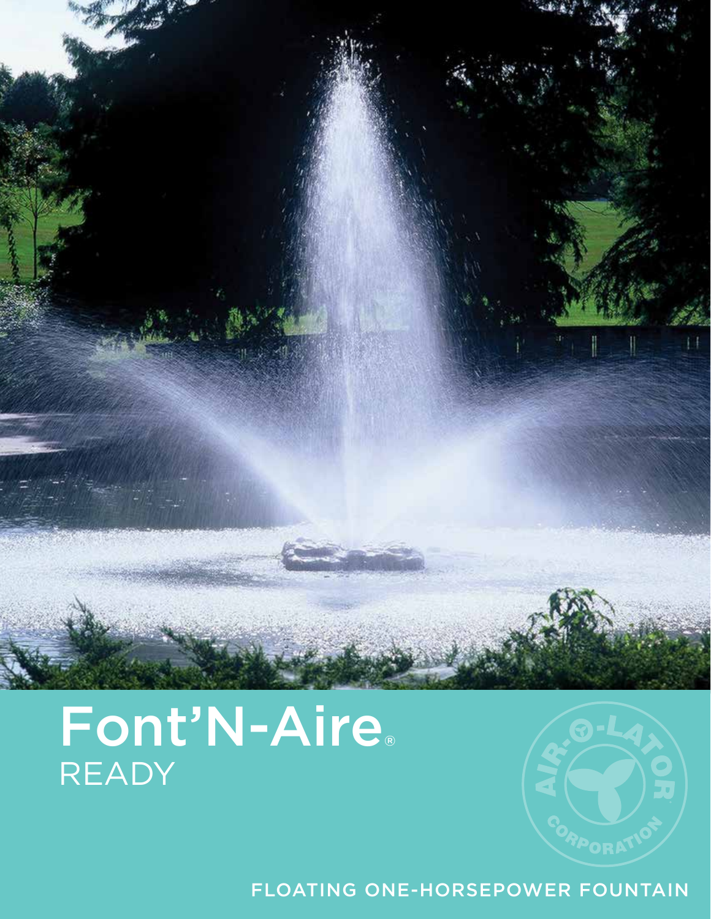# Font'N-Aire®

## READY

AIR-O-LATOR CORPORATION

FLOATING ONE-HORSEPOWER FOUNTAIN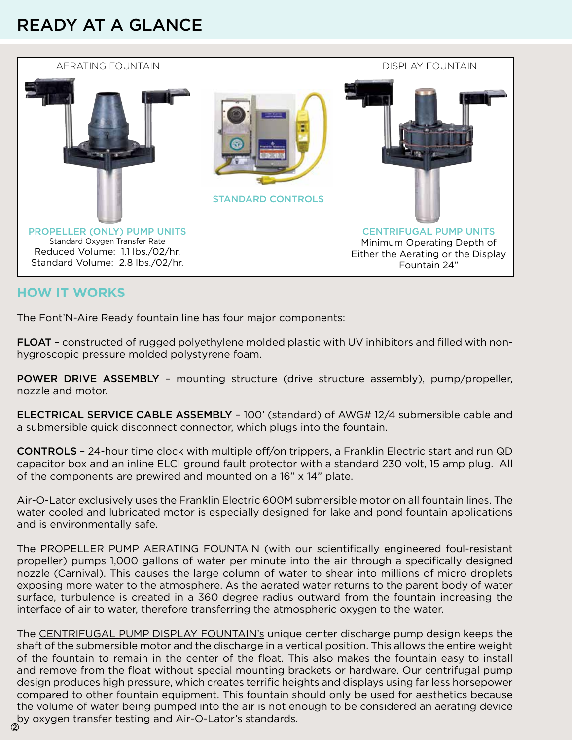# READY AT A GLANCE

AERATING FOUNTAIN

DISPLAY FOUNTAIN

STANDARD CONTROLS

**PROPELLER (ONLY) PUMP UNITS**
Standard Oxygen Transfer Rate
Reduced Volume: 1.1 lbs./02/hr.
Standard Volume: 2.8 lbs./02/hr.

**CENTRIFUGAL PUMP UNITS**
Minimum Operating Depth of Either the Aerating or the Display Fountain 24"

## HOW IT WORKS

The Font'N-Aire Ready fountain line has four major components:

**FLOAT** – constructed of rugged polyethylene molded plastic with UV inhibitors and filled with non-hygroscopic pressure molded polystyrene foam.

**POWER DRIVE ASSEMBLY** – mounting structure (drive structure assembly), pump/propeller, nozzle and motor.

**ELECTRICAL SERVICE CABLE ASSEMBLY** – 100' (standard) of AWG# 12/4 submersible cable and a submersible quick disconnect connector, which plugs into the fountain.

**CONTROLS** – 24-hour time clock with multiple off/on trippers, a Franklin Electric start and run QD capacitor box and an inline ELCI ground fault protector with a standard 230 volt, 15 amp plug. All of the components are prewired and mounted on a 16" x 14" plate.

Air-O-Lator exclusively uses the Franklin Electric 600M submersible motor on all fountain lines. The water cooled and lubricated motor is especially designed for lake and pond fountain applications and is environmentally safe.

The PROPELLER PUMP AERATING FOUNTAIN (with our scientifically engineered foul-resistant propeller) pumps 1,000 gallons of water per minute into the air through a specifically designed nozzle (Carnival). This causes the large column of water to shear into millions of micro droplets exposing more water to the atmosphere. As the aerated water returns to the parent body of water surface, turbulence is created in a 360 degree radius outward from the fountain increasing the interface of air to water, therefore transferring the atmospheric oxygen to the water.

The CENTRIFUGAL PUMP DISPLAY FOUNTAIN's unique center discharge pump design keeps the shaft of the submersible motor and the discharge in a vertical position. This allows the entire weight of the fountain to remain in the center of the float. This also makes the fountain easy to install and remove from the float without special mounting brackets or hardware. Our centrifugal pump design produces high pressure, which creates terrific heights and displays using far less horsepower compared to other fountain equipment. This fountain should only be used for aesthetics because the volume of water being pumped into the air is not enough to be considered an aerating device by oxygen transfer testing and Air-O-Lator's standards.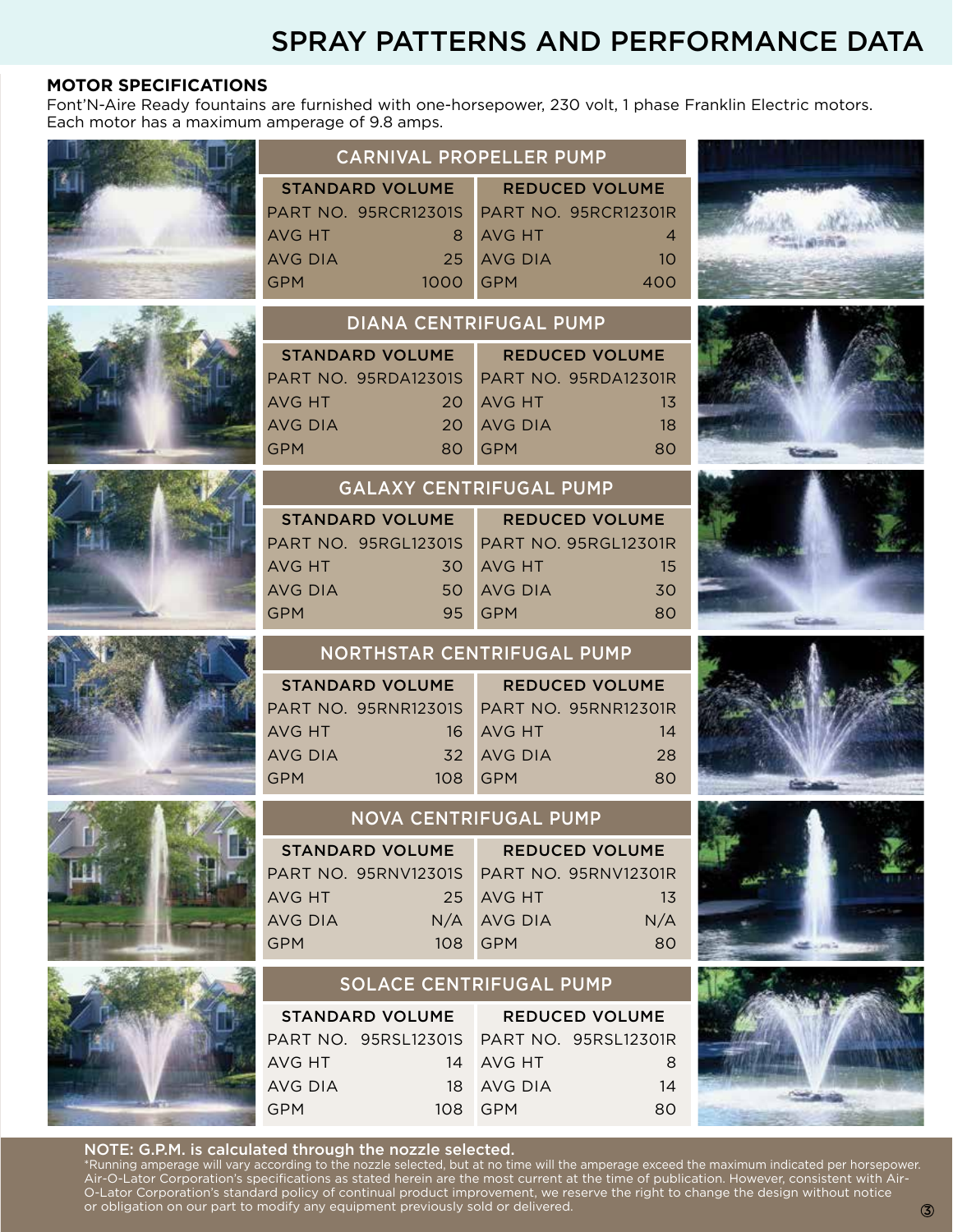# SPRAY PATTERNS AND PERFORMANCE DATA

**MOTOR SPECIFICATIONS**

Font'N-Aire Ready fountains are furnished with one-horsepower, 230 volt, 1 phase Franklin Electric motors. Each motor has a maximum amperage of 9.8 amps.

## CARNIVAL PROPELLER PUMP

| STANDARD VOLUME | | REDUCED VOLUME | |
|---|---|---|---|
| PART NO. | 95RCR12301S | PART NO. | 95RCR12301R |
| AVG HT | 8 | AVG HT | 4 |
| AVG DIA | 25 | AVG DIA | 10 |
| GPM | 1000 | GPM | 400 |

## DIANA CENTRIFUGAL PUMP

| STANDARD VOLUME | | REDUCED VOLUME | |
|---|---|---|---|
| PART NO. | 95RDA12301S | PART NO. | 95RDA12301R |
| AVG HT | 20 | AVG HT | 13 |
| AVG DIA | 20 | AVG DIA | 18 |
| GPM | 80 | GPM | 80 |

## GALAXY CENTRIFUGAL PUMP

| STANDARD VOLUME | | REDUCED VOLUME | |
|---|---|---|---|
| PART NO. | 95RGL12301S | PART NO. | 95RGL12301R |
| AVG HT | 30 | AVG HT | 15 |
| AVG DIA | 50 | AVG DIA | 30 |
| GPM | 95 | GPM | 80 |

## NORTHSTAR CENTRIFUGAL PUMP

| STANDARD VOLUME | | REDUCED VOLUME | |
|---|---|---|---|
| PART NO. | 95RNR12301S | PART NO. | 95RNR12301R |
| AVG HT | 16 | AVG HT | 14 |
| AVG DIA | 32 | AVG DIA | 28 |
| GPM | 108 | GPM | 80 |

## NOVA CENTRIFUGAL PUMP

| STANDARD VOLUME | | REDUCED VOLUME | |
|---|---|---|---|
| PART NO. | 95RNV12301S | PART NO. | 95RNV12301R |
| AVG HT | 25 | AVG HT | 13 |
| AVG DIA | N/A | AVG DIA | N/A |
| GPM | 108 | GPM | 80 |

## SOLACE CENTRIFUGAL PUMP

| STANDARD VOLUME | | REDUCED VOLUME | |
|---|---|---|---|
| PART NO. | 95RSL12301S | PART NO. | 95RSL12301R |
| AVG HT | 14 | AVG HT | 8 |
| AVG DIA | 18 | AVG DIA | 14 |
| GPM | 108 | GPM | 80 |

**NOTE: G.P.M. is calculated through the nozzle selected.**

*Running amperage will vary according to the nozzle selected, but at no time will the amperage exceed the maximum indicated per horsepower. Air-O-Lator Corporation's specifications as stated herein are the most current at the time of publication. However, consistent with Air-O-Lator Corporation's standard policy of continual product improvement, we reserve the right to change the design without notice or obligation on our part to modify any equipment previously sold or delivered.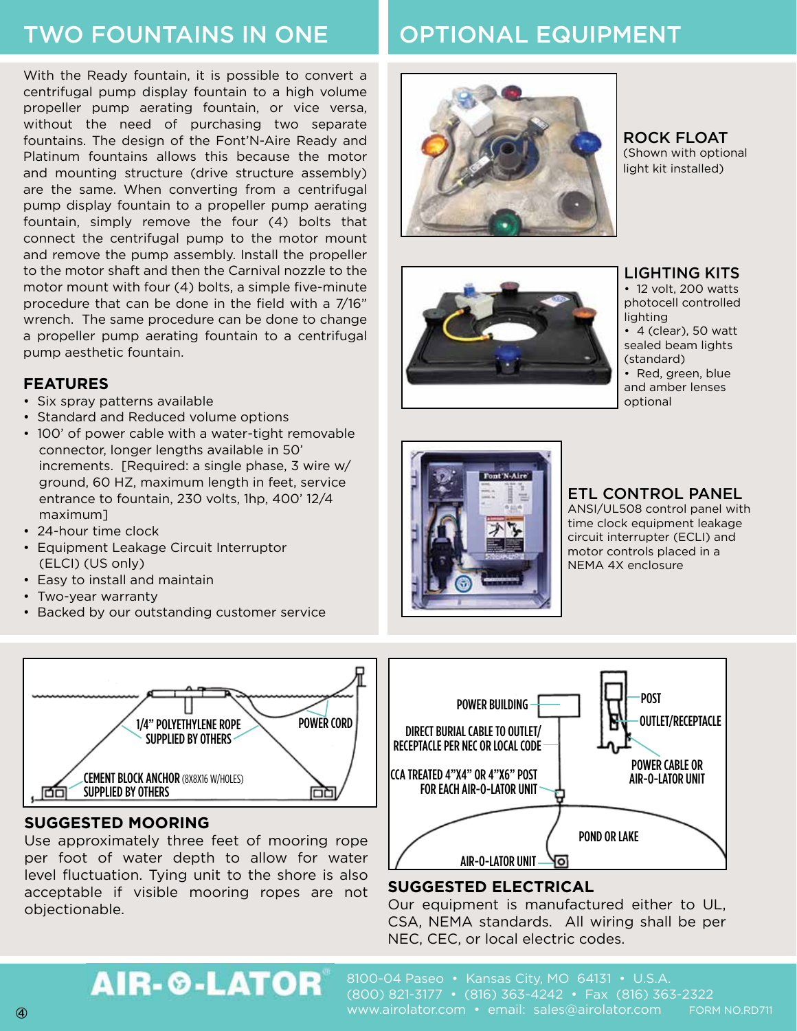## TWO FOUNTAINS IN ONE

With the Ready fountain, it is possible to convert a centrifugal pump display fountain to a high volume propeller pump aerating fountain, or vice versa, without the need of purchasing two separate fountains. The design of the Font'N-Aire Ready and Platinum fountains allows this because the motor and mounting structure (drive structure assembly) are the same. When converting from a centrifugal pump display fountain to a propeller pump aerating fountain, simply remove the four (4) bolts that connect the centrifugal pump to the motor mount and remove the pump assembly. Install the propeller to the motor shaft and then the Carnival nozzle to the motor mount with four (4) bolts, a simple five-minute procedure that can be done in the field with a 7/16" wrench. The same procedure can be done to change a propeller pump aerating fountain to a centrifugal pump aesthetic fountain.

### FEATURES

- Six spray patterns available
- Standard and Reduced volume options
- 100' of power cable with a water-tight removable connector, longer lengths available in 50' increments. [Required: a single phase, 3 wire w/ ground, 60 HZ, maximum length in feet, service entrance to fountain, 230 volts, 1hp, 400' 12/4 maximum]
- 24-hour time clock
- Equipment Leakage Circuit Interrupter (ELCI) (US only)
- Easy to install and maintain
- Two-year warranty
- Backed by our outstanding customer service

## OPTIONAL EQUIPMENT

### ROCK FLOAT

(Shown with optional light kit installed)

### LIGHTING KITS

- 12 volt, 200 watts photocell controlled lighting
- 4 (clear), 50 watt sealed beam lights (standard)
- Red, green, blue and amber lenses optional

### ETL CONTROL PANEL

ANSI/UL508 control panel with time clock equipment leakage circuit interrupter (ECLI) and motor controls placed in a NEMA 4X enclosure

1/4" POLYETHYLENE ROPE SUPPLIED BY OTHERS

POWER CORD

CEMENT BLOCK ANCHOR (8X8X16 W/HOLES) SUPPLIED BY OTHERS

### SUGGESTED MOORING

Use approximately three feet of mooring rope per foot of water depth to allow for water level fluctuation. Tying unit to the shore is also acceptable if visible mooring ropes are not objectionable.

POWER BUILDING

DIRECT BURIAL CABLE TO OUTLET/ RECEPTACLE PER NEC OR LOCAL CODE

CCA TREATED 4"X4" OR 4"X6" POST FOR EACH AIR-O-LATOR UNIT

POST

OUTLET/RECEPTACLE

POWER CABLE OR AIR-O-LATOR UNIT

POND OR LAKE

AIR-O-LATOR UNIT

### SUGGESTED ELECTRICAL

Our equipment is manufactured either to UL, CSA, NEMA standards. All wiring shall be per NEC, CEC, or local electric codes.

AIR-O-LATOR

8100-04 Paseo • Kansas City, MO 64131 • U.S.A.
(800) 821-3177 • (816) 363-4242 • Fax (816) 363-2322
www.airolator.com • email: sales@airolator.com FORM NO.RD711